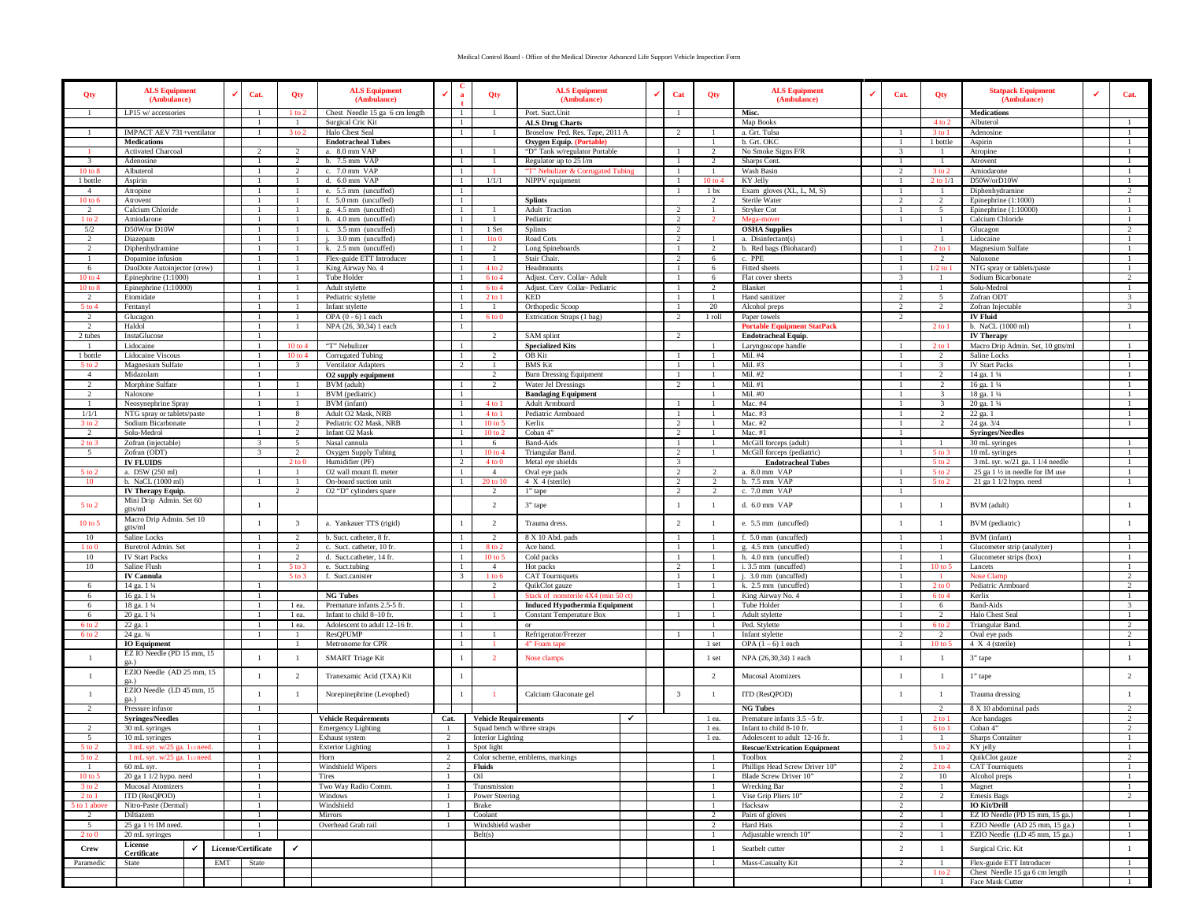# Medical Control Board - Office of the Medical Director Advanced Life Support Vehicle Inspection Form

| Qty | ALS Equipment (Ambulance) | ✓ | Cat. | Qty | ALS Equipment (Ambulance) | ✓ | Cat | Qty | ALS Equipment (Ambulance) | ✓ | Cat | Qty | ALS Equipment (Ambulance) | ✓ | Cat. | Qty | Statpack Equipment (Ambulance) | ✓ | Cat. |
|---|---|---|---|---|---|---|---|---|---|---|---|---|---|---|---|---|---|---|---|
| 1 | LP15 w/ accessories | | | 1 to 2 | Chest Needle 15 ga 6 cm length | | 1 | 1 | Port. Suct.Unit | | 1 | | **Misc.** | | | | **Medications** | | |
| | | | 1 | 1 | Surgical Cric Kit | | 1 | | **ALS Drug Charts** | | | | Map Books | | | 4 to 2 | Albuterol | | 1 |
| 1 | IMPACT AEV 731+ventilator | | 1 | 3 to 2 | Halo Chest Seal | | 1 | 1 | Broselow Ped. Res. Tape, 2011 A | | 2 | 1 | a. Grt. Tulsa | | 1 | 3 to 1 | Adenosine | | 1 |
| | **Medications** | | | | **Endotracheal Tubes** | | | | **Oxygen Equip. (Portable)** | | | 1 | b. Grt. OKC | | 1 | 1 bottle | Aspirin | | 1 |
| 1 | Activated Charcoal | | 2 | 2 | a. 8.0 mm VAP | | 1 | 1 | "D" Tank w/regulator Portable | | 1 | 2 | No Smoke Signs F/R | | 3 | 1 | Atropine | | 1 |
| 3 | Adenosine | | 1 | 2 | b. 7.5 mm VAP | | 1 | 1 | Regulator up to 25 l/m | | 1 | 2 | Sharps Cont. | | 1 | 1 | Atrovent | | 1 |
| 10 to 8 | Albuterol | | 1 | 2 | c. 7.0 mm VAP | | 1 | 1 | "T" Nebulizer & Corrugated Tubing | | 1 | 1 | Wash Basin | | 2 | 3 to 2 | Amiodarone | | 1 |
| 1 bottle | Aspirin | | 1 | 1 | d. 6.0 mm VAP | | 1 | 1/1/1 | NIPPV equipment | | 1 | 10 to 4 | KY Jelly | | 1 | 2 to 1/1 | D50W/orD10W | | 1 |
| 4 | Atropine | | 1 | 1 | e. 5.5 mm (uncuffed) | | 1 | | | | 1 | 1 bx | Exam gloves (XL, L, M, S) | | 1 | 1 | Diphenhydramine | | 2 |
| 10 to 6 | Atrovent | | 1 | 1 | f. 5.0 mm (uncuffed) | | 1 | | **Splints** | | | 2 | Sterile Water | | 2 | 2 | Epinephrine (1:1000) | | 1 |
| 2 | Calcium Chloride | | 1 | 1 | g. 4.5 mm (uncuffed) | | 1 | 1 | Adult Traction | | 2 | 1 | Stryker Cot | | 1 | 5 | Epinephrine (1:10000) | | 1 |
| 1 to 2 | Amiodarone | | 1 | 1 | h. 4.0 mm (uncuffed) | | 1 | 1 | Pediatric | | 2 | 2 | Mega-mover | | 1 | 1 | Calcium Chloride | | 1 |
| 5/2 | D50W/or D10W | | 1 | 1 | i. 3.5 mm (uncuffed) | | 1 | 1 Set | Splints | | 2 | | **OSHA Supplies** | | | 1 | Glucagon | | 2 |
| 2 | Diazepam | | 1 | 1 | j. 3.0 mm (uncuffed) | | 1 | 1to 0 | Road Cots | | 2 | 1 | a. Disinfectant(s) | | 1 | 1 | Lidocaine | | 1 |
| 2 | Diphenhydramine | | 1 | 1 | k. 2.5 mm (uncuffed) | | 1 | 2 | Long Spineboards | | 1 | 2 | b. Red bags (Biohazard) | | 1 | 2 to 1 | Magnesium Sulfate | | 1 |
| 1 | Dopamine infusion | | 1 | 1 | Flex-guide ETT Introducer | | 1 | 1 | Stair Chair. | | 2 | 6 | c. PPE | | 1 | 2 | Naloxone | | 1 |
| 6 | DuoDote Autoinjector (crew) | | 1 | 1 | King Airway No. 4 | | 1 | 4 to 2 | Headmounts | | 1 | 6 | Fitted sheets | | 1 | 1/2 to 1 | NTG spray or tablets/paste | | 1 |
| 10 to 4 | Epinephrine (1:1000) | | 1 | 1 | Tube Holder | | 1 | 6 to 4 | Adjust. Cerv. Collar- Adult | | 1 | 6 | Flat cover sheets | | 3 | 1 | Sodium Bicarbonate | | 2 |
| 10 to 8 | Epinephrine (1:10000) | | 1 | 1 | Adult stylette | | 1 | 6 to 4 | Adjust. Cerv Collar- Pediatric | | 1 | 2 | Blanket | | 1 | 1 | Solu-Medrol | | 1 |
| 2 | Etomidate | | 1 | 1 | Pediatric stylette | | 1 | 2 to 1 | KED | | 1 | 1 | Hand sanitizer | | 2 | 5 | Zofran ODT | | 3 |
| 5 to 4 | Fentanyl | | 1 | 1 | Infant stylette | | 1 | 1 | Orthopedic Scoop | | 1 | 20 | Alcohol preps | | 2 | 2 | Zofran Injectable | | 3 |
| 2 | Glucagon | | 1 | 1 | OPA (0 - 6) 1 each | | 1 | 6 to 0 | Extrication Straps (1 bag) | | 2 | 1 roll | Paper towels | | 2 | | **IV Fluid** | | |
| 2 | Haldol | | 1 | 1 | NPA (26, 30,34) 1 each | | 1 | | | | | | **Portable Equipment StatPack** | | | 2 to 1 | b. NaCL (1000 ml) | | 1 |
| 2 tubes | InstaGlucose | | 1 | | | | | 2 | SAM splint | | 2 | | **Endotracheal Equip.** | | | | **IV Therapy** | | |
| 1 | Lidocaine | | 1 | 10 to 4 | "T" Nebulizer | | 1 | | **Specialized Kits** | | | 1 | Laryngoscope handle | | 1 | 2 to 1 | Macro Drip Admin. Set, 10 gtts/ml | | 1 |
| 1 bottle | Lidocaine Viscous | | 1 | 10 to 4 | Corrugated Tubing | | 1 | 2 | OB Kit | | 1 | 1 | Mil. #4 | | 1 | 2 | Saline Locks | | 1 |
| 5 to 2 | Magnesium Sulfate | | 1 | 3 | Ventilator Adapters | | 2 | 1 | BMS Kit | | 1 | 1 | Mil. #3 | | 1 | 3 | IV Start Packs | | 1 |
| 4 | Midazolam | | 1 | | **O2 supply equipment** | | | 2 | Burn Dressing Equipment | | 1 | 1 | Mil. #2 | | 1 | 2 | 14 ga. 1 ¼ | | 1 |
| 2 | Morphine Sulfate | | 1 | 1 | BVM (adult) | | 1 | 2 | Water Jel Dressings | | 2 | 1 | Mil. #1 | | 1 | 2 | 16 ga. 1 ¼ | | 1 |
| 2 | Naloxone | | 1 | 1 | BVM (pediatric) | | 1 | | **Bandaging Equipment** | | | 1 | Mil. #0 | | 1 | 3 | 18 ga. 1 ¼ | | 1 |
| 1 | Neosynephrine Spray | | 1 | 1 | BVM (infant) | | 1 | 4 to 1 | Adult Armboard | | 1 | 1 | Mac. #4 | | 1 | 3 | 20 ga. 1 ¼ | | 1 |
| 1/1/1 | NTG spray or tablets/paste | | 1 | 8 | Adult O2 Mask, NRB | | 1 | 4 to 1 | Pediatric Armboard | | 1 | 1 | Mac. #3 | | 1 | 2 | 22 ga. 1 | | 1 |
| 3 to 2 | Sodium Bicarbonate | | 1 | 2 | Pediatric O2 Mask, NRB | | 1 | 10 to 5 | Kerlix | | 2 | 1 | Mac. #2 | | 1 | 2 | 24 ga. 3/4 | | 1 |
| 2 | Solu-Medrol | | 1 | 2 | Infant O2 Mask | | 1 | 10 to 2 | Coban 4" | | 2 | 1 | Mac. #1 | | 1 | | **Syringes/Needles** | | |
| 2 to 3 | Zofran (injectable) | | 3 | 5 | Nasal cannula | | 1 | 6 | Band-Aids | | 1 | 1 | McGill forceps (adult) | | 1 | 1 | 30 mL syringes | | 1 |
| 5 | Zofran (ODT) | | 3 | 2 | Oxygen Supply Tubing | | 1 | 10 to 4 | Triangular Band. | | 2 | 1 | McGill forceps (pediatric) | | 1 | 5 to 3 | 10 mL syringes | | 1 |
| | **IV FLUIDS** | | | 2 to 0 | Humidifier (PF) | | 2 | 4 to 0 | Metal eye shields | | 3 | | **Endotracheal Tubes** | | | 5 to 2 | 3 mL syr. w/21 ga. 1 1/4 needle | | 1 |
| 5 to 2 | a. D5W (250 ml) | | 1 | 1 | O2 wall mount fl. meter | | 1 | 4 | Oval eye pads | | 2 | 2 | a. 8.0 mm VAP | | 1 | 5 to 2 | 25 ga 1 ½ in needle for IM use | | 1 |
| 10 | b. NaCL (1000 ml) | | 1 | 1 | On-board suction unit | | 1 | 20 to 10 | 4 X 4 (sterile) | | 2 | 2 | b. 7.5 mm VAP | | 1 | 5 to 2 | 21 ga 1 1/2 hypo. need | | 1 |
| | **IV Therapy Equip.** | | | 2 | O2 "D" cylinders spare | | | 2 | 1" tape | | 2 | 2 | c. 7.0 mm VAP | | 1 | | | | |
| 5 to 2 | Mini Drip Admin. Set 60 gtts/ml | | 1 | | | | | 2 | 3" tape | | 1 | 1 | d. 6.0 mm VAP | | 1 | 1 | BVM (adult) | | 1 |
| 10 to 5 | Macro Drip Admin. Set 10 gtts/ml | | 1 | 3 | a. Yankauer TTS (rigid) | | 1 | 2 | Trauma dress. | | 2 | 1 | e. 5.5 mm (uncuffed) | | 1 | 1 | BVM (pediatric) | | 1 |
| 10 | Saline Locks | | 1 | 2 | b. Suct. catheter, 8 fr. | | 1 | 2 | 8 X 10 Abd. pads | | 1 | 1 | f. 5.0 mm (uncuffed) | | 1 | 1 | BVM (infant) | | 1 |
| 1 to 0 | Buretrol Admin. Set | | 1 | 2 | c. Suct. catheter, 10 fr. | | 1 | 8 to 2 | Ace band. | | 1 | 1 | g. 4.5 mm (uncuffed) | | 1 | 1 | Glucometer strip (analyzer) | | 1 |
| 10 | IV Start Packs | | 1 | 2 | d. Suct.catheter, 14 fr. | | 1 | 10 to 5 | Cold packs | | 1 | 1 | h. 4.0 mm (uncuffed) | | 1 | 1 | Glucometer strips (box) | | 1 |
| 10 | Saline Flush | | 1 | 5 to 3 | e. Suct.tubing | | 1 | 4 | Hot packs | | 2 | 1 | i. 3.5 mm (uncuffed) | | 1 | 10 to 5 | Lancets | | 1 |
| | **IV Cannula** | | | 5 to 3 | f. Suct.canister | | 3 | 1 to 6 | CAT Tourniquets | | 1 | 1 | j. 3.0 mm (uncuffed) | | 1 | 1 | Nose Clamp | | 2 |
| 6 | 14 ga. 1 ¼ | | 1 | | | | | 2 | QuikClot gauze | | 1 | 1 | k. 2.5 mm (uncuffed) | | 1 | 2 to 0 | Pediatric Armboard | | 2 |
| 6 | 16 ga. 1 ¼ | | 1 | | **NG Tubes** | | | 1 | Stack of nonsterile 4X4 (min 50 ct) | | | 1 | King Airway No. 4 | | 1 | 6 to 4 | Kerlix | | 1 |
| 6 | 18 ga. 1 ¼ | | 1 | 1 ea. | Premature infants 2.5-5 fr. | | 1 | | **Induced Hypothermia Equipment** | | | 1 | Tube Holder | | 1 | 6 | Band-Aids | | 3 |
| 6 | 20 ga. 1 ¼ | | 1 | 1 ea. | Infant to child 8–10 fr. | | 1 | 1 | Constant Temperature Box | | 1 | 1 | Adult stylette | | 1 | 2 | Halo Chest Seal | | 1 |
| 6 to 2 | 22 ga. 1 | | 1 | 1 ea. | Adolescent to adult 12–16 fr. | | 1 | | or | | | 1 | Ped. Stylette | | 1 | 6 to 2 | Triangular Band. | | 2 |
| 6 to 2 | 24 ga. ¾ | | 1 | 1 | ResQPUMP | | 1 | 1 | Refrigerator/Freezer | | 1 | 1 | Infant stylette | | 2 | 2 | Oval eye pads | | 2 |
| | **IO Equipment** | | | 1 | Metronome for CPR | | 1 | 1 | 4" Foam tape | | | 1 set | OPA (1 – 6) 1 each | | 1 | 10 to 5 | 4 X 4 (sterile) | | 1 |
| 1 | EZ IO Needle (PD 15 mm, 15 ga.) | | 1 | 1 | SMART Triage Kit | | 1 | 2 | Nose clamps | | | 1 set | NPA (26,30,34) 1 each | | 1 | 1 | 3" tape | | 1 |
| 1 | EZIO Needle (AD 25 mm, 15 ga.) | | 1 | 2 | Tranexamic Acid (TXA) Kit | | 1 | | | | | 2 | Mucosal Atomizers | | 1 | 1 | 1" tape | | 2 |
| 1 | EZIO Needle (LD 45 mm, 15 ga.) | | 1 | 1 | Norepinephrine (Levophed) | | 1 | 1 | Calcium Gluconate gel | | 3 | 1 | ITD (ResQPOD) | | 1 | 1 | Trauma dressing | | 1 |
| 2 | Pressure infusor | | 1 | | | | | | | | | | **NG Tubes** | | | 2 | 8 X 10 abdominal pads | | 2 |
| | **Syringes/Needles** | | | | **Vehicle Requirements** | | **Cat.** | | **Vehicle Requirements** | ✓ | | 1 ea. | Premature infants 3.5 –5 fr. | | 1 | 2 to 1 | Ace bandages | | 2 |
| 2 | 30 mL syringes | | 1 | | Emergency Lighting | | 1 | | Squad bench w/three straps | | | 1 ea. | Infant to child 8-10 fr. | | 1 | 6 to 1 | Coban 4" | | 2 |
| 5 | 10 mL syringes | | 1 | | Exhaust system | | 2 | | Interior Lighting | | | 1 ea. | Adolescent to adult 12-16 fr. | | 1 | 1 | Sharps Container | | 1 |
| 5 to 2 | 3 mL syr. w/25 ga. 1½ need. | | 1 | | Exterior Lighting | | 1 | | Spot light | | | | **Rescue/Extrication Equipment** | | | 5 to 2 | KY jelly | | 1 |
| 5 to 2 | 1 mL syr. w/25 ga. 1½ need | | 1 | | Horn | | 2 | | Color scheme, emblems, markings | | | 1 | Toolbox | | 2 | 1 | QuikClot gauze | | 2 |
| 1 | 60 mL syr. | | 1 | | Windshield Wipers | | 2 | | **Fluids** | | | 1 | Phillips Head Screw Driver 10" | | 2 | 2 to 4 | CAT Tourniquets | | 1 |
| 10 to 5 | 20 ga 1 1/2 hypo. need | | 1 | | Tires | | 1 | | Oil | | | 1 | Blade Screw Driver 10" | | 2 | 10 | Alcohol preps | | 1 |
| 3 to 2 | Mucosal Atomizers | | 1 | | Two Way Radio Comm. | | 1 | | Transmission | | | 1 | Wrecking Bar | | 2 | 1 | Magnet | | 1 |
| 2 to 1 | ITD (ResQPOD) | | 1 | | Windows | | 1 | | Power Steering | | | 1 | Vise Grip Pliers 10" | | 2 | 2 | Emesis Bags | | 2 |
| 5 to 1 above | Nitro-Paste (Dermal) | | 1 | | Windshield | | 1 | | Brake | | | 1 | Hacksaw | | 2 | | **IO Kit/Drill** | | |
| 2 | Diltiazem | | 1 | | Mirrors | | 1 | | Coolant | | | 2 | Pairs of gloves | | 2 | 1 | EZ IO Needle (PD 15 mm, 15 ga.) | | 1 |
| 5 | 25 ga 1 ½ IM need. | | 1 | | Overhead Grab rail | | 1 | | Windshield washer | | | 2 | Hard Hats | | 2 | 1 | EZIO Needle (AD 25 mm, 15 ga.) | | 1 |
| 2 to 0 | 20 mL syringes | | 1 | | | | | | Belt(s) | | | 1 | Adjustable wrench 10" | | 2 | 1 | EZIO Needle (LD 45 mm, 15 ga.) | | 1 |
| **Crew** | **License Certificate** | ✓ | **License/Certificate** | ✓ | | | | | | | | 1 | Seatbelt cutter | | 2 | 1 | Surgical Cric. Kit | | 1 |
| Paramedic | State | | EMT | State | | | | | | | | 1 | Mass-Casualty Kit | | 2 | 1 | Flex-guide ETT Introducer | | 1 |
| | | | | | | | | | | | | | | | | 1 to 2 | Chest Needle 15 ga 6 cm length | | 1 |
| | | | | | | | | | | | | | | | | 1 | Face Mask Cutter | | 1 |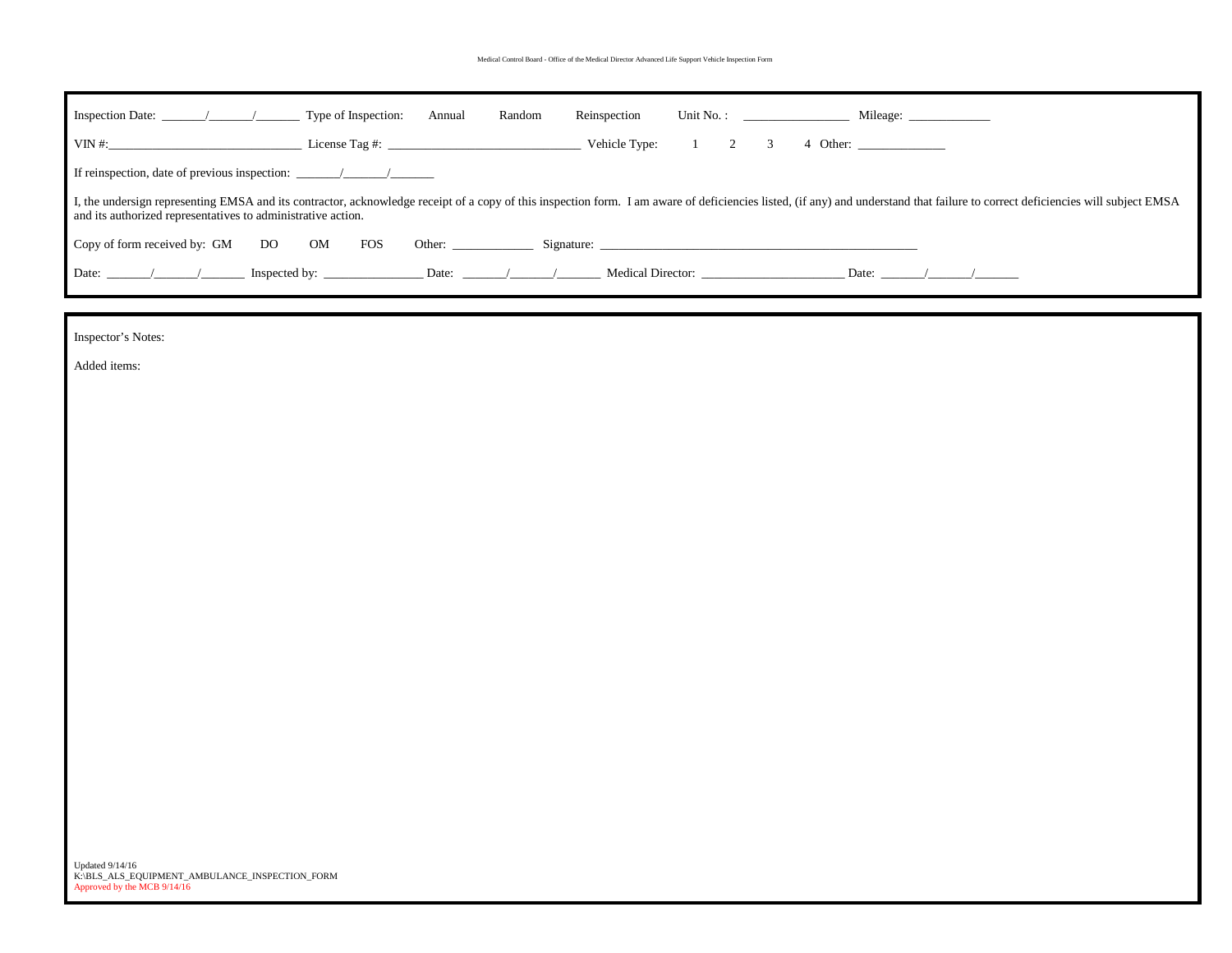Medical Control Board - Office of the Medical Director Advanced Life Support Vehicle Inspection Form

Inspection Date: _______/_______/_______ Type of Inspection: Annual Random Reinspection Unit No. : ________________ Mileage: _____________

VIN #:______________________________ License Tag #: ______________________________ Vehicle Type: 1 2 3 4 Other: ______________

If reinspection, date of previous inspection: _______/_______/_______

I, the undersign representing EMSA and its contractor, acknowledge receipt of a copy of this inspection form. I am aware of deficiencies listed, (if any) and understand that failure to correct deficiencies will subject EMSA and its authorized representatives to administrative action.

Copy of form received by: GM DO OM FOS Other: _____________ Signature: __________________________________________________

Date: _______/_______/_______ Inspected by: ________________ Date: _______/_______/_______ Medical Director: ______________________ Date: _______/_______/_______

Inspector's Notes:

Added items:

Updated 9/14/16
K:\BLS_ALS_EQUIPMENT_AMBULANCE_INSPECTION_FORM
Approved by the MCB 9/14/16